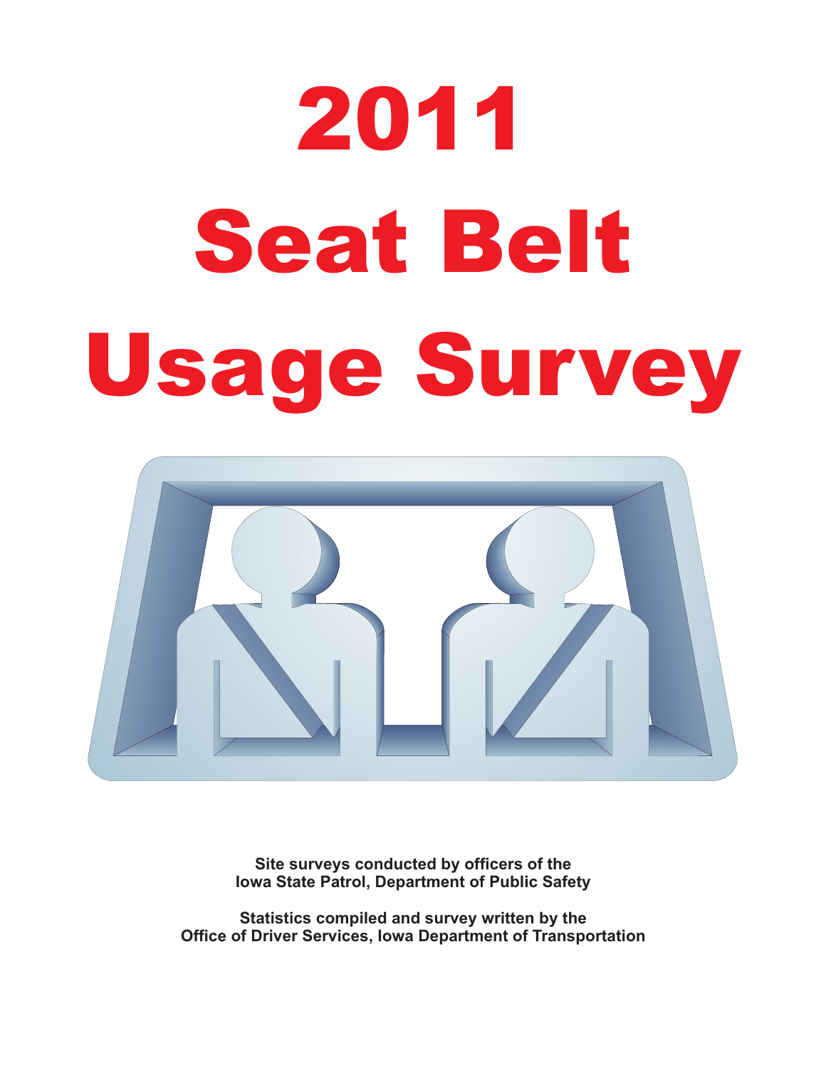# 2011 Seat Belt Usage Survey

**Site surveys conducted by officers of the Iowa State Patrol, Department of Public Safety**

**Statistics compiled and survey written by the Office of Driver Services, Iowa Department of Transportation**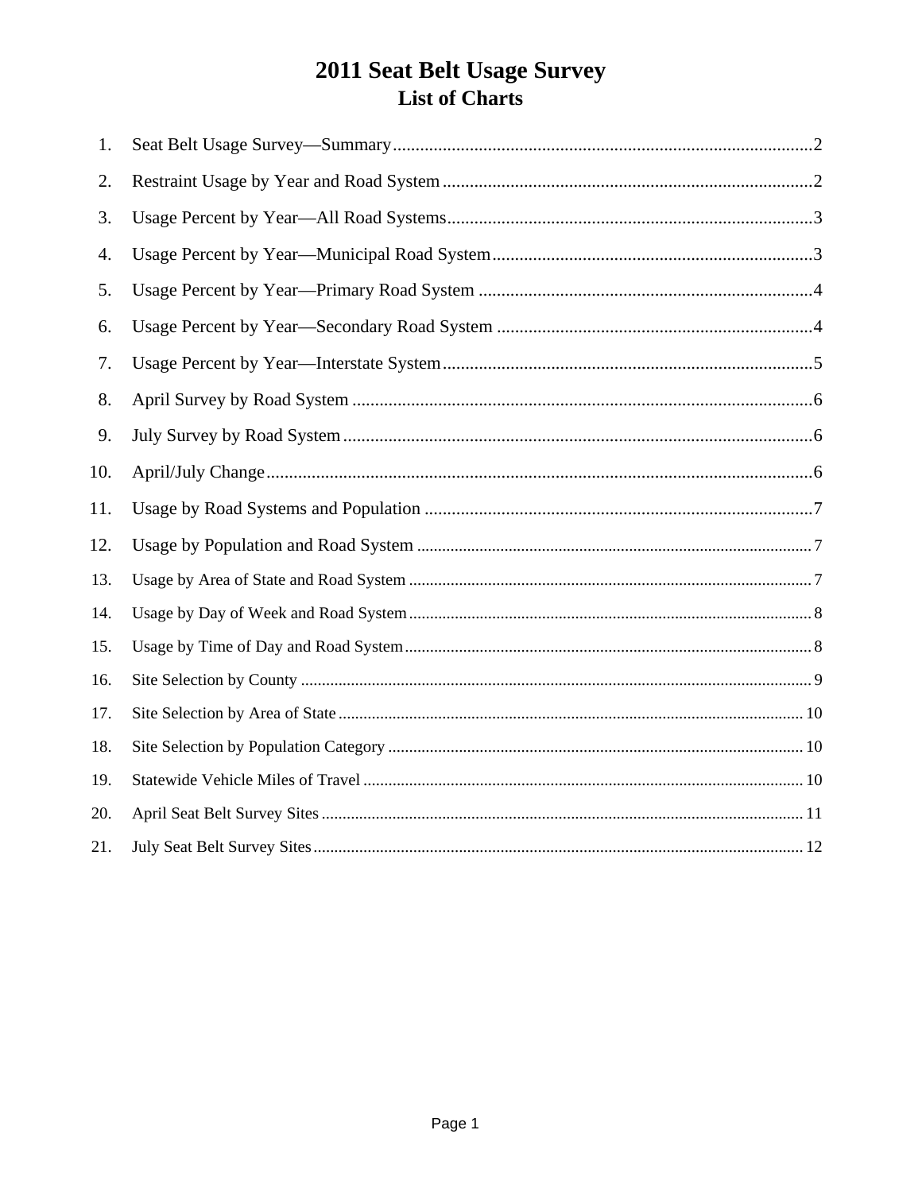# 2011 Seat Belt Usage Survey

## List of Charts

1. Seat Belt Usage Survey—Summary.....2
2. Restraint Usage by Year and Road System.....2
3. Usage Percent by Year—All Road Systems.....3
4. Usage Percent by Year—Municipal Road System.....3
5. Usage Percent by Year—Primary Road System.....4
6. Usage Percent by Year—Secondary Road System.....4
7. Usage Percent by Year—Interstate System.....5
8. April Survey by Road System.....6
9. July Survey by Road System.....6
10. April/July Change.....6
11. Usage by Road Systems and Population.....7
12. Usage by Population and Road System.....7
13. Usage by Area of State and Road System.....7
14. Usage by Day of Week and Road System.....8
15. Usage by Time of Day and Road System.....8
16. Site Selection by County.....9
17. Site Selection by Area of State.....10
18. Site Selection by Population Category.....10
19. Statewide Vehicle Miles of Travel.....10
20. April Seat Belt Survey Sites.....11
21. July Seat Belt Survey Sites.....12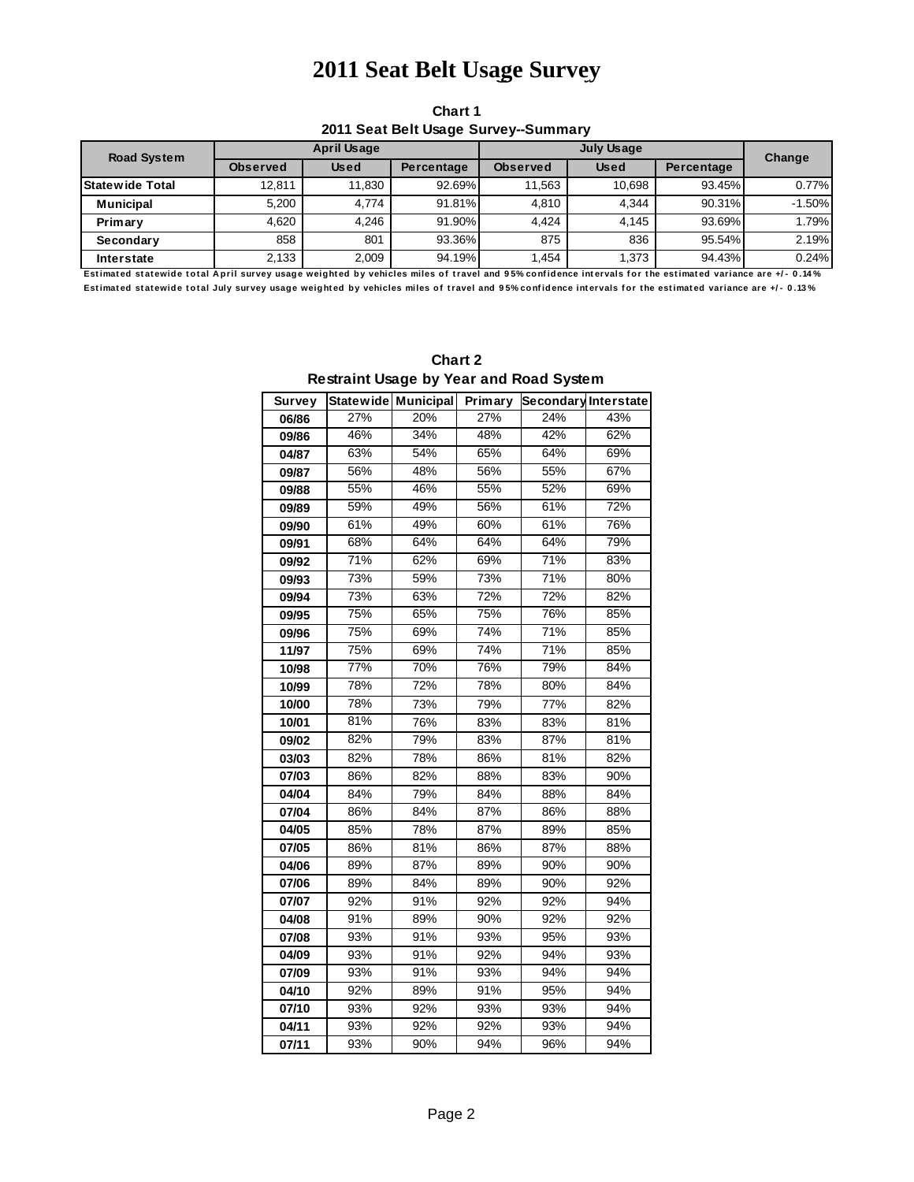# 2011 Seat Belt Usage Survey

**Chart 1**
**2011 Seat Belt Usage Survey--Summary**

| Road System | April Usage | | | July Usage | | | Change |
|---|---|---|---|---|---|---|---|
| | Observed | Used | Percentage | Observed | Used | Percentage | |
| **Statewide Total** | 12,811 | 11,830 | 92.69% | 11,563 | 10,698 | 93.45% | 0.77% |
| **Municipal** | 5,200 | 4,774 | 91.81% | 4,810 | 4,344 | 90.31% | -1.50% |
| **Primary** | 4,620 | 4,246 | 91.90% | 4,424 | 4,145 | 93.69% | 1.79% |
| **Secondary** | 858 | 801 | 93.36% | 875 | 836 | 95.54% | 2.19% |
| **Interstate** | 2,133 | 2,009 | 94.19% | 1,454 | 1,373 | 94.43% | 0.24% |

Estimated statewide total April survey usage weighted by vehicles miles of travel and 95% confidence intervals for the estimated variance are +/- 0.14%
Estimated statewide total July survey usage weighted by vehicles miles of travel and 95% confidence intervals for the estimated variance are +/- 0.13%

**Chart 2**
**Restraint Usage by Year and Road System**

| Survey | Statewide | Municipal | Primary | Secondary | Interstate |
|---|---|---|---|---|---|
| 06/86 | 27% | 20% | 27% | 24% | 43% |
| 09/86 | 46% | 34% | 48% | 42% | 62% |
| 04/87 | 63% | 54% | 65% | 64% | 69% |
| 09/87 | 56% | 48% | 56% | 55% | 67% |
| 09/88 | 55% | 46% | 55% | 52% | 69% |
| 09/89 | 59% | 49% | 56% | 61% | 72% |
| 09/90 | 61% | 49% | 60% | 61% | 76% |
| 09/91 | 68% | 64% | 64% | 64% | 79% |
| 09/92 | 71% | 62% | 69% | 71% | 83% |
| 09/93 | 73% | 59% | 73% | 71% | 80% |
| 09/94 | 73% | 63% | 72% | 72% | 82% |
| 09/95 | 75% | 65% | 75% | 76% | 85% |
| 09/96 | 75% | 69% | 74% | 71% | 85% |
| 11/97 | 75% | 69% | 74% | 71% | 85% |
| 10/98 | 77% | 70% | 76% | 79% | 84% |
| 10/99 | 78% | 72% | 78% | 80% | 84% |
| 10/00 | 78% | 73% | 79% | 77% | 82% |
| 10/01 | 81% | 76% | 83% | 83% | 81% |
| 09/02 | 82% | 79% | 83% | 87% | 81% |
| 03/03 | 82% | 78% | 86% | 81% | 82% |
| 07/03 | 86% | 82% | 88% | 83% | 90% |
| 04/04 | 84% | 79% | 84% | 88% | 84% |
| 07/04 | 86% | 84% | 87% | 86% | 88% |
| 04/05 | 85% | 78% | 87% | 89% | 85% |
| 07/05 | 86% | 81% | 86% | 87% | 88% |
| 04/06 | 89% | 87% | 89% | 90% | 90% |
| 07/06 | 89% | 84% | 89% | 90% | 92% |
| 07/07 | 92% | 91% | 92% | 92% | 94% |
| 04/08 | 91% | 89% | 90% | 92% | 92% |
| 07/08 | 93% | 91% | 93% | 95% | 93% |
| 04/09 | 93% | 91% | 92% | 94% | 93% |
| 07/09 | 93% | 91% | 93% | 94% | 94% |
| 04/10 | 92% | 89% | 91% | 95% | 94% |
| 07/10 | 93% | 92% | 93% | 93% | 94% |
| 04/11 | 93% | 92% | 92% | 93% | 94% |
| 07/11 | 93% | 90% | 94% | 96% | 94% |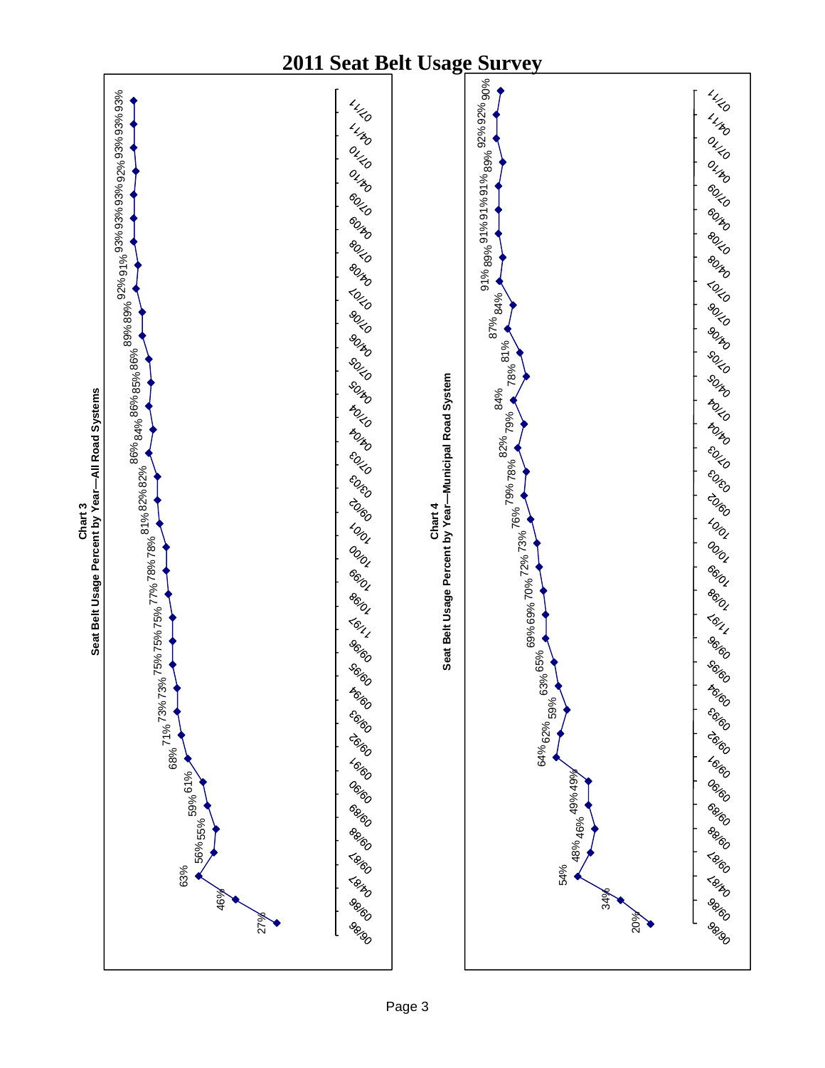# 2011 Seat Belt Usage Survey

**Chart 3**
**Seat Belt Usage Percent by Year—All Road Systems**

| Date | Percent |
| --- | --- |
| 06/86 | 27% |
| 09/86 | 46% |
| 04/87 | 63% |
| 09/87 | 56% |
| 09/88 | 55% |
| 09/89 | 59% |
| 09/90 | 61% |
| 09/91 | 68% |
| 09/92 | 71% |
| 09/93 | 73% |
| 09/94 | 73% |
| 09/95 | 75% |
| 09/96 | 75% |
| 11/97 | 75% |
| 10/98 | 77% |
| 10/99 | 78% |
| 10/00 | 78% |
| 10/01 | 81% |
| 09/02 | 82% |
| 03/03 | 82% |
| 07/03 | 86% |
| 04/04 | 84% |
| 07/04 | 86% |
| 04/05 | 85% |
| 07/05 | 86% |
| 04/06 | 89% |
| 07/06 | 89% |
| 07/07 | 92% |
| 04/08 | 91% |
| 07/08 | 93% |
| 04/09 | 93% |
| 07/09 | 93% |
| 04/10 | 92% |
| 07/10 | 93% |
| 04/11 | 93% |
| 07/11 | 93% |

**Chart 4**
**Seat Belt Usage Percent by Year—Municipal Road System**

| Date | Percent |
| --- | --- |
| 06/86 | 20% |
| 09/86 | 34% |
| 04/87 | 54% |
| 09/87 | 48% |
| 09/88 | 46% |
| 09/89 | 49% |
| 09/90 | 49% |
| 09/91 | 64% |
| 09/92 | 62% |
| 09/93 | 59% |
| 09/94 | 63% |
| 09/95 | 65% |
| 09/96 | 69% |
| 11/97 | 69% |
| 10/98 | 70% |
| 10/99 | 72% |
| 10/00 | 73% |
| 10/01 | 76% |
| 09/02 | 79% |
| 03/03 | 78% |
| 07/03 | 82% |
| 04/04 | 79% |
| 07/04 | 84% |
| 04/05 | 78% |
| 07/05 | 81% |
| 04/06 | 87% |
| 07/06 | 84% |
| 07/07 | 91% |
| 04/08 | 89% |
| 07/08 | 91% |
| 04/09 | 91% |
| 07/09 | 91% |
| 04/10 | 89% |
| 07/10 | 92% |
| 04/11 | 92% |
| 07/11 | 90% |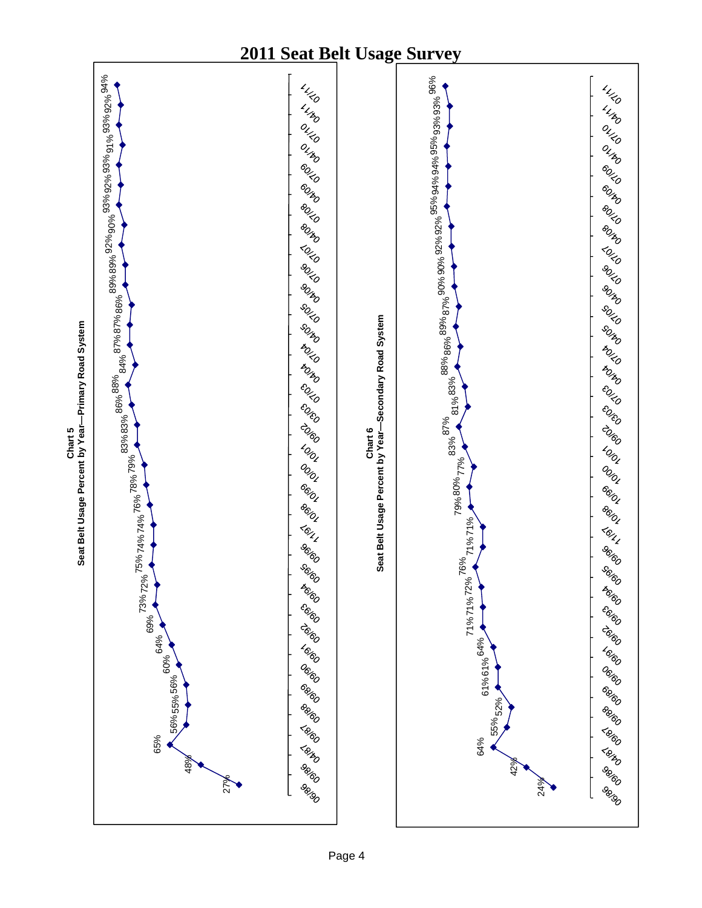# 2011 Seat Belt Usage Survey

**Chart 5**
**Seat Belt Usage Percent by Year—Primary Road System**

| Date | Percent |
|---|---|
| 06/86 | 27% |
| 09/86 | 48% |
| 04/87 | 65% |
| 09/87 | 56% |
| 09/88 | 55% |
| 09/89 | 56% |
| 09/90 | 60% |
| 09/91 | 64% |
| 09/92 | 69% |
| 09/93 | 73% |
| 09/94 | 72% |
| 09/95 | 75% |
| 09/96 | 74% |
| 11/97 | 74% |
| 10/98 | 76% |
| 10/99 | 78% |
| 10/00 | 79% |
| 10/01 | 83% |
| 09/02 | 83% |
| 03/03 | 86% |
| 07/03 | 88% |
| 04/04 | 84% |
| 07/04 | 87% |
| 04/05 | 87% |
| 07/05 | 86% |
| 04/06 | 89% |
| 07/06 | 89% |
| 07/07 | 92% |
| 04/08 | 90% |
| 07/08 | 93% |
| 04/09 | 92% |
| 07/09 | 93% |
| 04/10 | 91% |
| 07/10 | 93% |
| 04/11 | 92% |
| 07/11 | 94% |

**Chart 6**
**Seat Belt Usage Percent by Year—Secondary Road System**

| Date | Percent |
|---|---|
| 06/86 | 24% |
| 09/86 | 42% |
| 04/87 | 64% |
| 09/87 | 55% |
| 09/88 | 52% |
| 09/89 | 61% |
| 09/90 | 61% |
| 09/91 | 64% |
| 09/92 | 71% |
| 09/93 | 71% |
| 09/94 | 72% |
| 09/95 | 76% |
| 09/96 | 71% |
| 11/97 | 71% |
| 10/98 | 79% |
| 10/99 | 80% |
| 10/00 | 77% |
| 10/01 | 83% |
| 09/02 | 87% |
| 03/03 | 81% |
| 07/03 | 83% |
| 04/04 | 88% |
| 07/04 | 86% |
| 04/05 | 89% |
| 07/05 | 87% |
| 04/06 | 90% |
| 07/06 | 90% |
| 07/07 | 92% |
| 04/08 | 92% |
| 07/08 | 95% |
| 04/09 | 94% |
| 07/09 | 94% |
| 04/10 | 95% |
| 07/10 | 93% |
| 04/11 | 93% |
| 07/11 | 96% |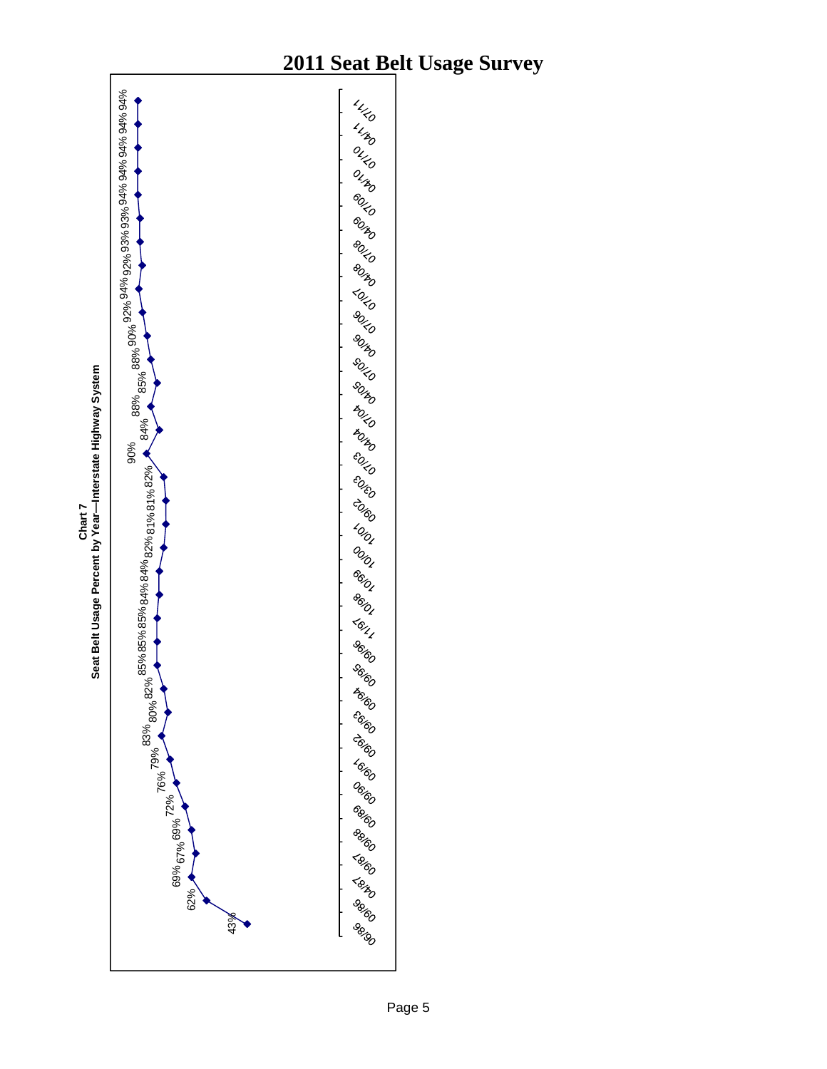**Chart 7**
**Seat Belt Usage Percent by Year—Interstate Highway System**

| Date | Seat Belt Usage |
|---|---|
| 06/86 | 43% |
| 09/86 | 62% |
| 04/87 | 69% |
| 09/87 | 67% |
| 09/88 | 69% |
| 09/89 | 72% |
| 09/90 | 76% |
| 09/91 | 79% |
| 09/92 | 83% |
| 09/93 | 80% |
| 09/94 | 82% |
| 09/95 | 85% |
| 09/96 | 85% |
| 11/97 | 85% |
| 10/98 | 84% |
| 10/99 | 84% |
| 10/00 | 82% |
| 10/01 | 81% |
| 09/02 | 81% |
| 03/03 | 82% |
| 07/03 | 90% |
| 04/04 | 84% |
| 07/04 | 88% |
| 04/05 | 85% |
| 07/05 | 88% |
| 04/06 | 90% |
| 07/06 | 92% |
| 07/07 | 94% |
| 04/08 | 92% |
| 07/08 | 93% |
| 04/09 | 93% |
| 07/09 | 94% |
| 04/10 | 94% |
| 07/10 | 94% |
| 04/11 | 94% |
| 07/11 | 94% |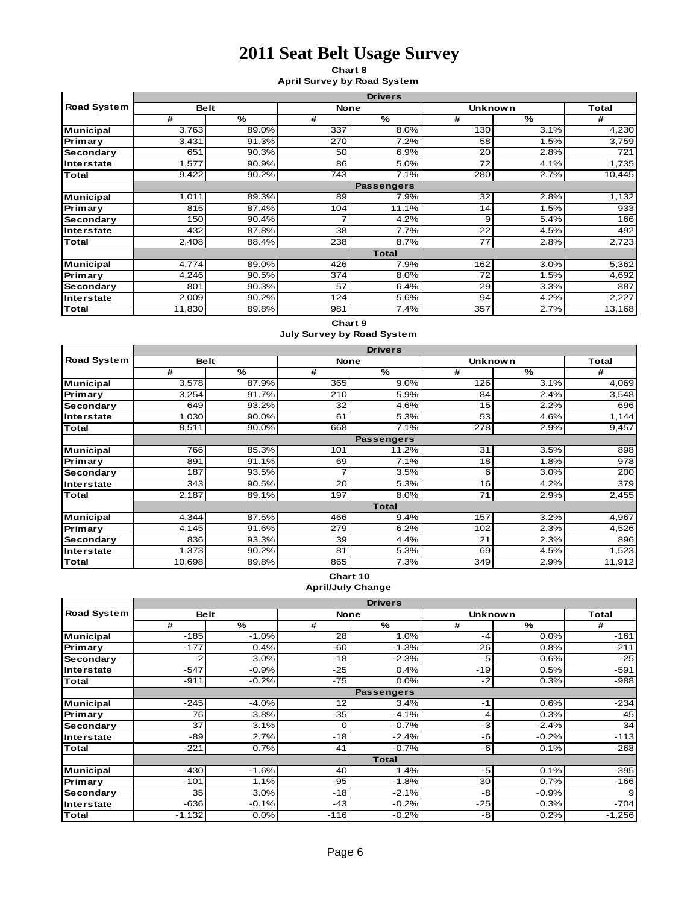# 2011 Seat Belt Usage Survey

**Chart 8**
**April Survey by Road System**

| Road System | Belt | | None | | Unknown | | Total |
|---|---|---|---|---|---|---|---|
| | # | % | # | % | # | % | # |
| **Drivers** | | | | | | | |
| Municipal | 3,763 | 89.0% | 337 | 8.0% | 130 | 3.1% | 4,230 |
| Primary | 3,431 | 91.3% | 270 | 7.2% | 58 | 1.5% | 3,759 |
| Secondary | 651 | 90.3% | 50 | 6.9% | 20 | 2.8% | 721 |
| Interstate | 1,577 | 90.9% | 86 | 5.0% | 72 | 4.1% | 1,735 |
| Total | 9,422 | 90.2% | 743 | 7.1% | 280 | 2.7% | 10,445 |
| **Passengers** | | | | | | | |
| Municipal | 1,011 | 89.3% | 89 | 7.9% | 32 | 2.8% | 1,132 |
| Primary | 815 | 87.4% | 104 | 11.1% | 14 | 1.5% | 933 |
| Secondary | 150 | 90.4% | 7 | 4.2% | 9 | 5.4% | 166 |
| Interstate | 432 | 87.8% | 38 | 7.7% | 22 | 4.5% | 492 |
| Total | 2,408 | 88.4% | 238 | 8.7% | 77 | 2.8% | 2,723 |
| **Total** | | | | | | | |
| Municipal | 4,774 | 89.0% | 426 | 7.9% | 162 | 3.0% | 5,362 |
| Primary | 4,246 | 90.5% | 374 | 8.0% | 72 | 1.5% | 4,692 |
| Secondary | 801 | 90.3% | 57 | 6.4% | 29 | 3.3% | 887 |
| Interstate | 2,009 | 90.2% | 124 | 5.6% | 94 | 4.2% | 2,227 |
| Total | 11,830 | 89.8% | 981 | 7.4% | 357 | 2.7% | 13,168 |

**Chart 9**
**July Survey by Road System**

| Road System | Belt | | None | | Unknown | | Total |
|---|---|---|---|---|---|---|---|
| | # | % | # | % | # | % | # |
| **Drivers** | | | | | | | |
| Municipal | 3,578 | 87.9% | 365 | 9.0% | 126 | 3.1% | 4,069 |
| Primary | 3,254 | 91.7% | 210 | 5.9% | 84 | 2.4% | 3,548 |
| Secondary | 649 | 93.2% | 32 | 4.6% | 15 | 2.2% | 696 |
| Interstate | 1,030 | 90.0% | 61 | 5.3% | 53 | 4.6% | 1,144 |
| Total | 8,511 | 90.0% | 668 | 7.1% | 278 | 2.9% | 9,457 |
| **Passengers** | | | | | | | |
| Municipal | 766 | 85.3% | 101 | 11.2% | 31 | 3.5% | 898 |
| Primary | 891 | 91.1% | 69 | 7.1% | 18 | 1.8% | 978 |
| Secondary | 187 | 93.5% | 7 | 3.5% | 6 | 3.0% | 200 |
| Interstate | 343 | 90.5% | 20 | 5.3% | 16 | 4.2% | 379 |
| Total | 2,187 | 89.1% | 197 | 8.0% | 71 | 2.9% | 2,455 |
| **Total** | | | | | | | |
| Municipal | 4,344 | 87.5% | 466 | 9.4% | 157 | 3.2% | 4,967 |
| Primary | 4,145 | 91.6% | 279 | 6.2% | 102 | 2.3% | 4,526 |
| Secondary | 836 | 93.3% | 39 | 4.4% | 21 | 2.3% | 896 |
| Interstate | 1,373 | 90.2% | 81 | 5.3% | 69 | 4.5% | 1,523 |
| Total | 10,698 | 89.8% | 865 | 7.3% | 349 | 2.9% | 11,912 |

**Chart 10**
**April/July Change**

| Road System | Belt | | None | | Unknown | | Total |
|---|---|---|---|---|---|---|---|
| | # | % | # | % | # | % | # |
| **Drivers** | | | | | | | |
| Municipal | -185 | -1.0% | 28 | 1.0% | -4 | 0.0% | -161 |
| Primary | -177 | 0.4% | -60 | -1.3% | 26 | 0.8% | -211 |
| Secondary | -2 | 3.0% | -18 | -2.3% | -5 | -0.6% | -25 |
| Interstate | -547 | -0.9% | -25 | 0.4% | -19 | 0.5% | -591 |
| Total | -911 | -0.2% | -75 | 0.0% | -2 | 0.3% | -988 |
| **Passengers** | | | | | | | |
| Municipal | -245 | -4.0% | 12 | 3.4% | -1 | 0.6% | -234 |
| Primary | 76 | 3.8% | -35 | -4.1% | 4 | 0.3% | 45 |
| Secondary | 37 | 3.1% | 0 | -0.7% | -3 | -2.4% | 34 |
| Interstate | -89 | 2.7% | -18 | -2.4% | -6 | -0.2% | -113 |
| Total | -221 | 0.7% | -41 | -0.7% | -6 | 0.1% | -268 |
| **Total** | | | | | | | |
| Municipal | -430 | -1.6% | 40 | 1.4% | -5 | 0.1% | -395 |
| Primary | -101 | 1.1% | -95 | -1.8% | 30 | 0.7% | -166 |
| Secondary | 35 | 3.0% | -18 | -2.1% | -8 | -0.9% | 9 |
| Interstate | -636 | -0.1% | -43 | -0.2% | -25 | 0.3% | -704 |
| Total | -1,132 | 0.0% | -116 | -0.2% | -8 | 0.2% | -1,256 |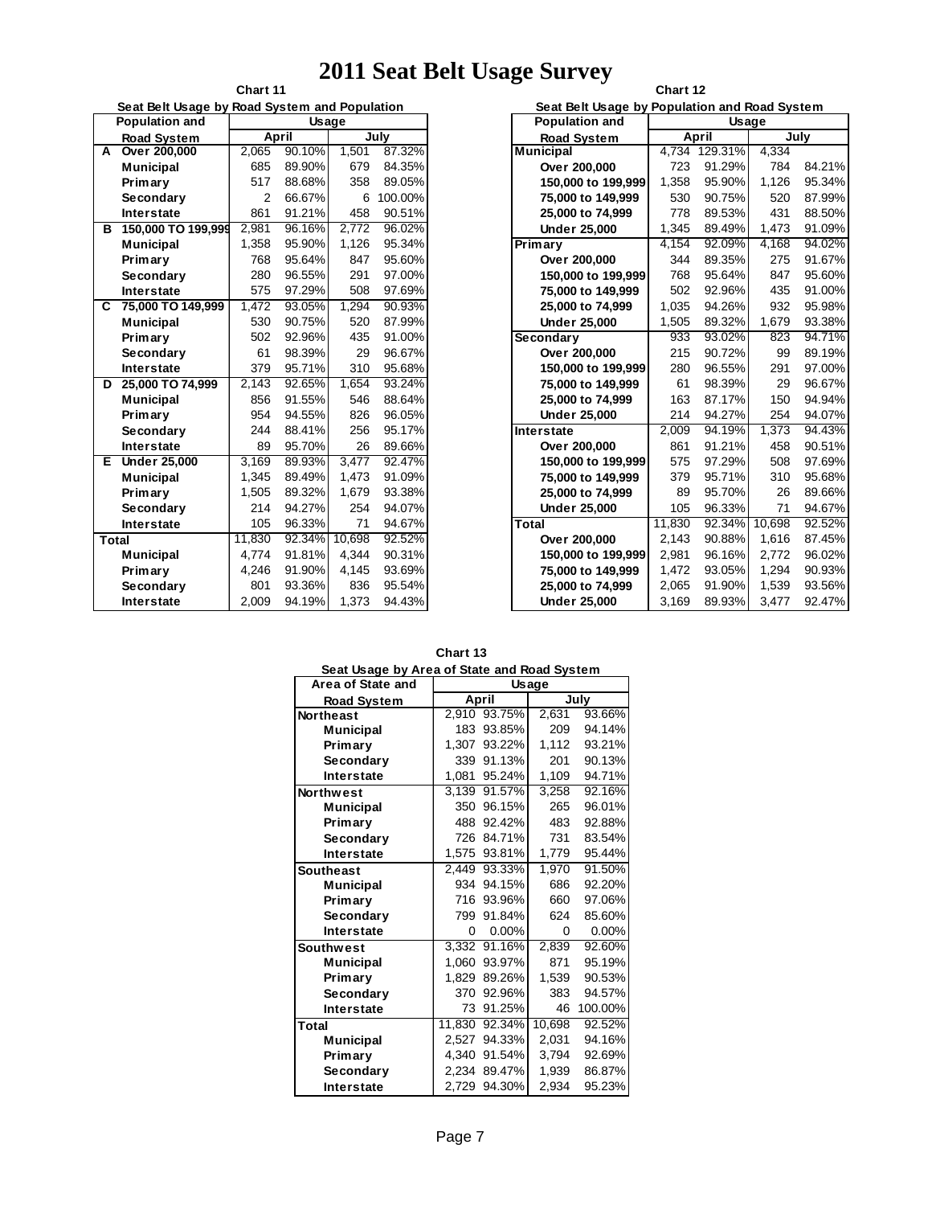# 2011 Seat Belt Usage Survey

**Chart 11**

**Seat Belt Usage by Road System and Population**

| | Population and Road System | Usage | | | |
|---|---|---|---|---|---|
| | | April | | July | |
| A | Over 200,000 | 2,065 | 90.10% | 1,501 | 87.32% |
| | Municipal | 685 | 89.90% | 679 | 84.35% |
| | Primary | 517 | 88.68% | 358 | 89.05% |
| | Secondary | 2 | 66.67% | 6 | 100.00% |
| | Interstate | 861 | 91.21% | 458 | 90.51% |
| B | 150,000 TO 199,999 | 2,981 | 96.16% | 2,772 | 96.02% |
| | Municipal | 1,358 | 95.90% | 1,126 | 95.34% |
| | Primary | 768 | 95.64% | 847 | 95.60% |
| | Secondary | 280 | 96.55% | 291 | 97.00% |
| | Interstate | 575 | 97.29% | 508 | 97.69% |
| C | 75,000 TO 149,999 | 1,472 | 93.05% | 1,294 | 90.93% |
| | Municipal | 530 | 90.75% | 520 | 87.99% |
| | Primary | 502 | 92.96% | 435 | 91.00% |
| | Secondary | 61 | 98.39% | 29 | 96.67% |
| | Interstate | 379 | 95.71% | 310 | 95.68% |
| D | 25,000 TO 74,999 | 2,143 | 92.65% | 1,654 | 93.24% |
| | Municipal | 856 | 91.55% | 546 | 88.64% |
| | Primary | 954 | 94.55% | 826 | 96.05% |
| | Secondary | 244 | 88.41% | 256 | 95.17% |
| | Interstate | 89 | 95.70% | 26 | 89.66% |
| E | Under 25,000 | 3,169 | 89.93% | 3,477 | 92.47% |
| | Municipal | 1,345 | 89.49% | 1,473 | 91.09% |
| | Primary | 1,505 | 89.32% | 1,679 | 93.38% |
| | Secondary | 214 | 94.27% | 254 | 94.07% |
| | Interstate | 105 | 96.33% | 71 | 94.67% |
| Total | | 11,830 | 92.34% | 10,698 | 92.52% |
| | Municipal | 4,774 | 91.81% | 4,344 | 90.31% |
| | Primary | 4,246 | 91.90% | 4,145 | 93.69% |
| | Secondary | 801 | 93.36% | 836 | 95.54% |
| | Interstate | 2,009 | 94.19% | 1,373 | 94.43% |

**Chart 12**

**Seat Belt Usage by Population and Road System**

| Population and Road System | Usage | | | |
|---|---|---|---|---|
| | April | | July | |
| Municipal | 4,734 | 129.31% | 4,334 | |
| Over 200,000 | 723 | 91.29% | 784 | 84.21% |
| 150,000 to 199,999 | 1,358 | 95.90% | 1,126 | 95.34% |
| 75,000 to 149,999 | 530 | 90.75% | 520 | 87.99% |
| 25,000 to 74,999 | 778 | 89.53% | 431 | 88.50% |
| Under 25,000 | 1,345 | 89.49% | 1,473 | 91.09% |
| Primary | 4,154 | 92.09% | 4,168 | 94.02% |
| Over 200,000 | 344 | 89.35% | 275 | 91.67% |
| 150,000 to 199,999 | 768 | 95.64% | 847 | 95.60% |
| 75,000 to 149,999 | 502 | 92.96% | 435 | 91.00% |
| 25,000 to 74,999 | 1,035 | 94.26% | 932 | 95.98% |
| Under 25,000 | 1,505 | 89.32% | 1,679 | 93.38% |
| Secondary | 933 | 93.02% | 823 | 94.71% |
| Over 200,000 | 215 | 90.72% | 99 | 89.19% |
| 150,000 to 199,999 | 280 | 96.55% | 291 | 97.00% |
| 75,000 to 149,999 | 61 | 98.39% | 29 | 96.67% |
| 25,000 to 74,999 | 163 | 87.17% | 150 | 94.94% |
| Under 25,000 | 214 | 94.27% | 254 | 94.07% |
| Interstate | 2,009 | 94.19% | 1,373 | 94.43% |
| Over 200,000 | 861 | 91.21% | 458 | 90.51% |
| 150,000 to 199,999 | 575 | 97.29% | 508 | 97.69% |
| 75,000 to 149,999 | 379 | 95.71% | 310 | 95.68% |
| 25,000 to 74,999 | 89 | 95.70% | 26 | 89.66% |
| Under 25,000 | 105 | 96.33% | 71 | 94.67% |
| Total | 11,830 | 92.34% | 10,698 | 92.52% |
| Over 200,000 | 2,143 | 90.88% | 1,616 | 87.45% |
| 150,000 to 199,999 | 2,981 | 96.16% | 2,772 | 96.02% |
| 75,000 to 149,999 | 1,472 | 93.05% | 1,294 | 90.93% |
| 25,000 to 74,999 | 2,065 | 91.90% | 1,539 | 93.56% |
| Under 25,000 | 3,169 | 89.93% | 3,477 | 92.47% |

**Chart 13**

**Seat Usage by Area of State and Road System**

| Area of State and Road System | Usage | | | |
|---|---|---|---|---|
| | April | | July | |
| Northeast | 2,910 | 93.75% | 2,631 | 93.66% |
| Municipal | 183 | 93.85% | 209 | 94.14% |
| Primary | 1,307 | 93.22% | 1,112 | 93.21% |
| Secondary | 339 | 91.13% | 201 | 90.13% |
| Interstate | 1,081 | 95.24% | 1,109 | 94.71% |
| Northwest | 3,139 | 91.57% | 3,258 | 92.16% |
| Municipal | 350 | 96.15% | 265 | 96.01% |
| Primary | 488 | 92.42% | 483 | 92.88% |
| Secondary | 726 | 84.71% | 731 | 83.54% |
| Interstate | 1,575 | 93.81% | 1,779 | 95.44% |
| Southeast | 2,449 | 93.33% | 1,970 | 91.50% |
| Municipal | 934 | 94.15% | 686 | 92.20% |
| Primary | 716 | 93.96% | 660 | 97.06% |
| Secondary | 799 | 91.84% | 624 | 85.60% |
| Interstate | 0 | 0.00% | 0 | 0.00% |
| Southwest | 3,332 | 91.16% | 2,839 | 92.60% |
| Municipal | 1,060 | 93.97% | 871 | 95.19% |
| Primary | 1,829 | 89.26% | 1,539 | 90.53% |
| Secondary | 370 | 92.96% | 383 | 94.57% |
| Interstate | 73 | 91.25% | 46 | 100.00% |
| Total | 11,830 | 92.34% | 10,698 | 92.52% |
| Municipal | 2,527 | 94.33% | 2,031 | 94.16% |
| Primary | 4,340 | 91.54% | 3,794 | 92.69% |
| Secondary | 2,234 | 89.47% | 1,939 | 86.87% |
| Interstate | 2,729 | 94.30% | 2,934 | 95.23% |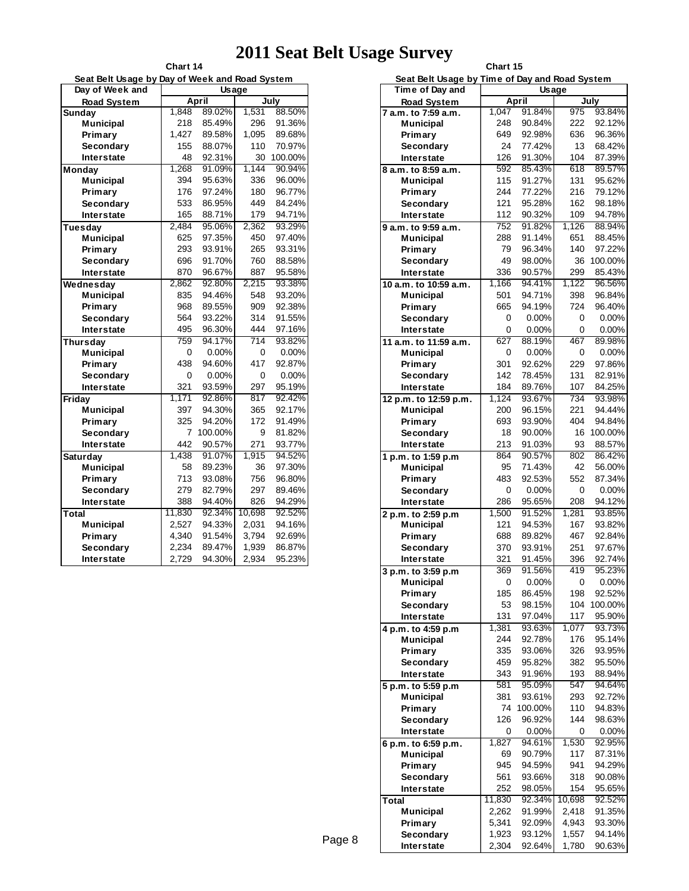# 2011 Seat Belt Usage Survey

**Chart 14**

**Seat Belt Usage by Day of Week and Road System**

| Day of Week and Road System | Usage | | | |
|---|---|---|---|---|
| | April | | July | |
| **Sunday** | 1,848 | 89.02% | 1,531 | 88.50% |
| Municipal | 218 | 85.49% | 296 | 91.36% |
| Primary | 1,427 | 89.58% | 1,095 | 89.68% |
| Secondary | 155 | 88.07% | 110 | 70.97% |
| Interstate | 48 | 92.31% | 30 | 100.00% |
| **Monday** | 1,268 | 91.09% | 1,144 | 90.94% |
| Municipal | 394 | 95.63% | 336 | 96.00% |
| Primary | 176 | 97.24% | 180 | 96.77% |
| Secondary | 533 | 86.95% | 449 | 84.24% |
| Interstate | 165 | 88.71% | 179 | 94.71% |
| **Tuesday** | 2,484 | 95.06% | 2,362 | 93.29% |
| Municipal | 625 | 97.35% | 450 | 97.40% |
| Primary | 293 | 93.91% | 265 | 93.31% |
| Secondary | 696 | 91.70% | 760 | 88.58% |
| Interstate | 870 | 96.67% | 887 | 95.58% |
| **Wednesday** | 2,862 | 92.80% | 2,215 | 93.38% |
| Municipal | 835 | 94.46% | 548 | 93.20% |
| Primary | 968 | 89.55% | 909 | 92.38% |
| Secondary | 564 | 93.22% | 314 | 91.55% |
| Interstate | 495 | 96.30% | 444 | 97.16% |
| **Thursday** | 759 | 94.17% | 714 | 93.82% |
| Municipal | 0 | 0.00% | 0 | 0.00% |
| Primary | 438 | 94.60% | 417 | 92.87% |
| Secondary | 0 | 0.00% | 0 | 0.00% |
| Interstate | 321 | 93.59% | 297 | 95.19% |
| **Friday** | 1,171 | 92.86% | 817 | 92.42% |
| Municipal | 397 | 94.30% | 365 | 92.17% |
| Primary | 325 | 94.20% | 172 | 91.49% |
| Secondary | 7 | 100.00% | 9 | 81.82% |
| Interstate | 442 | 90.57% | 271 | 93.77% |
| **Saturday** | 1,438 | 91.07% | 1,915 | 94.52% |
| Municipal | 58 | 89.23% | 36 | 97.30% |
| Primary | 713 | 93.08% | 756 | 96.80% |
| Secondary | 279 | 82.79% | 297 | 89.46% |
| Interstate | 388 | 94.40% | 826 | 94.29% |
| **Total** | 11,830 | 92.34% | 10,698 | 92.52% |
| Municipal | 2,527 | 94.33% | 2,031 | 94.16% |
| Primary | 4,340 | 91.54% | 3,794 | 92.69% |
| Secondary | 2,234 | 89.47% | 1,939 | 86.87% |
| Interstate | 2,729 | 94.30% | 2,934 | 95.23% |

**Chart 15**

**Seat Belt Usage by Time of Day and Road System**

| Time of Day and Road System | Usage | | | |
|---|---|---|---|---|
| | April | | July | |
| **7 a.m. to 7:59 a.m.** | 1,047 | 91.84% | 975 | 93.84% |
| Municipal | 248 | 90.84% | 222 | 92.12% |
| Primary | 649 | 92.98% | 636 | 96.36% |
| Secondary | 24 | 77.42% | 13 | 68.42% |
| Interstate | 126 | 91.30% | 104 | 87.39% |
| **8 a.m. to 8:59 a.m.** | 592 | 85.43% | 618 | 89.57% |
| Municipal | 115 | 91.27% | 131 | 95.62% |
| Primary | 244 | 77.22% | 216 | 79.12% |
| Secondary | 121 | 95.28% | 162 | 98.18% |
| Interstate | 112 | 90.32% | 109 | 94.78% |
| **9 a.m. to 9:59 a.m.** | 752 | 91.82% | 1,126 | 88.94% |
| Municipal | 288 | 91.14% | 651 | 88.45% |
| Primary | 79 | 96.34% | 140 | 97.22% |
| Secondary | 49 | 98.00% | 36 | 100.00% |
| Interstate | 336 | 90.57% | 299 | 85.43% |
| **10 a.m. to 10:59 a.m.** | 1,166 | 94.41% | 1,122 | 96.56% |
| Municipal | 501 | 94.71% | 398 | 96.84% |
| Primary | 665 | 94.19% | 724 | 96.40% |
| Secondary | 0 | 0.00% | 0 | 0.00% |
| Interstate | 0 | 0.00% | 0 | 0.00% |
| **11 a.m. to 11:59 a.m.** | 627 | 88.19% | 467 | 89.98% |
| Municipal | 0 | 0.00% | 0 | 0.00% |
| Primary | 301 | 92.62% | 229 | 97.86% |
| Secondary | 142 | 78.45% | 131 | 82.91% |
| Interstate | 184 | 89.76% | 107 | 84.25% |
| **12 p.m. to 12:59 p.m.** | 1,124 | 93.67% | 734 | 93.98% |
| Municipal | 200 | 96.15% | 221 | 94.44% |
| Primary | 693 | 93.90% | 404 | 94.84% |
| Secondary | 18 | 90.00% | 16 | 100.00% |
| Interstate | 213 | 91.03% | 93 | 88.57% |
| **1 p.m. to 1:59 p.m** | 864 | 90.57% | 802 | 86.42% |
| Municipal | 95 | 71.43% | 42 | 56.00% |
| Primary | 483 | 92.53% | 552 | 87.34% |
| Secondary | 0 | 0.00% | 0 | 0.00% |
| Interstate | 286 | 95.65% | 208 | 94.12% |
| **2 p.m. to 2:59 p.m** | 1,500 | 91.52% | 1,281 | 93.85% |
| Municipal | 121 | 94.53% | 167 | 93.82% |
| Primary | 688 | 89.82% | 467 | 92.84% |
| Secondary | 370 | 93.91% | 251 | 97.67% |
| Interstate | 321 | 91.45% | 396 | 92.74% |
| **3 p.m. to 3:59 p.m** | 369 | 91.56% | 419 | 95.23% |
| Municipal | 0 | 0.00% | 0 | 0.00% |
| Primary | 185 | 86.45% | 198 | 92.52% |
| Secondary | 53 | 98.15% | 104 | 100.00% |
| Interstate | 131 | 97.04% | 117 | 95.90% |
| **4 p.m. to 4:59 p.m** | 1,381 | 93.63% | 1,077 | 93.73% |
| Municipal | 244 | 92.78% | 176 | 95.14% |
| Primary | 335 | 93.06% | 326 | 93.95% |
| Secondary | 459 | 95.82% | 382 | 95.50% |
| Interstate | 343 | 91.96% | 193 | 88.94% |
| **5 p.m. to 5:59 p.m** | 581 | 95.09% | 547 | 94.64% |
| Municipal | 381 | 93.61% | 293 | 92.72% |
| Primary | 74 | 100.00% | 110 | 94.83% |
| Secondary | 126 | 96.92% | 144 | 98.63% |
| Interstate | 0 | 0.00% | 0 | 0.00% |
| **6 p.m. to 6:59 p.m.** | 1,827 | 94.61% | 1,530 | 92.95% |
| Municipal | 69 | 90.79% | 117 | 87.31% |
| Primary | 945 | 94.59% | 941 | 94.29% |
| Secondary | 561 | 93.66% | 318 | 90.08% |
| Interstate | 252 | 98.05% | 154 | 95.65% |
| **Total** | 11,830 | 92.34% | 10,698 | 92.52% |
| Municipal | 2,262 | 91.99% | 2,418 | 91.35% |
| Primary | 5,341 | 92.09% | 4,943 | 93.30% |
| Secondary | 1,923 | 93.12% | 1,557 | 94.14% |
| Interstate | 2,304 | 92.64% | 1,780 | 90.63% |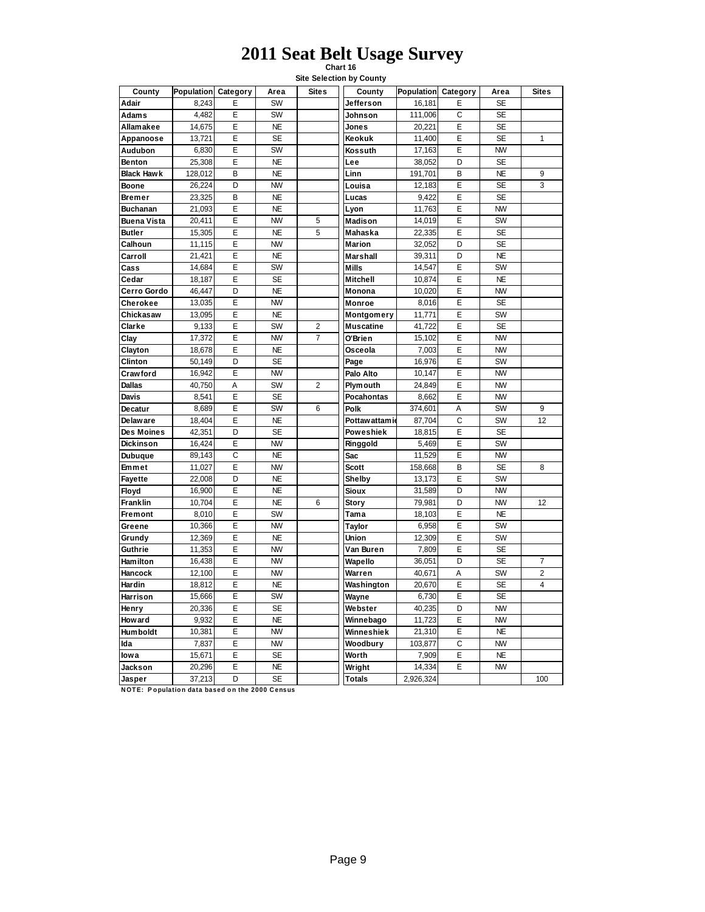# 2011 Seat Belt Usage Survey

**Chart 16**

**Site Selection by County**

| County | Population | Category | Area | Sites | County | Population | Category | Area | Sites |
|---|---|---|---|---|---|---|---|---|---|
| Adair | 8,243 | E | SW | | Jefferson | 16,181 | E | SE | |
| Adams | 4,482 | E | SW | | Johnson | 111,006 | C | SE | |
| Allamakee | 14,675 | E | NE | | Jones | 20,221 | E | SE | |
| Appanoose | 13,721 | E | SE | | Keokuk | 11,400 | E | SE | 1 |
| Audubon | 6,830 | E | SW | | Kossuth | 17,163 | E | NW | |
| Benton | 25,308 | E | NE | | Lee | 38,052 | D | SE | |
| Black Hawk | 128,012 | B | NE | | Linn | 191,701 | B | NE | 9 |
| Boone | 26,224 | D | NW | | Louisa | 12,183 | E | SE | 3 |
| Bremer | 23,325 | B | NE | | Lucas | 9,422 | E | SE | |
| Buchanan | 21,093 | E | NE | | Lyon | 11,763 | E | NW | |
| Buena Vista | 20,411 | E | NW | 5 | Madison | 14,019 | E | SW | |
| Butler | 15,305 | E | NE | 5 | Mahaska | 22,335 | E | SE | |
| Calhoun | 11,115 | E | NW | | Marion | 32,052 | D | SE | |
| Carroll | 21,421 | E | NE | | Marshall | 39,311 | D | NE | |
| Cass | 14,684 | E | SW | | Mills | 14,547 | E | SW | |
| Cedar | 18,187 | E | SE | | Mitchell | 10,874 | E | NE | |
| Cerro Gordo | 46,447 | D | NE | | Monona | 10,020 | E | NW | |
| Cherokee | 13,035 | E | NW | | Monroe | 8,016 | E | SE | |
| Chickasaw | 13,095 | E | NE | | Montgomery | 11,771 | E | SW | |
| Clarke | 9,133 | E | SW | 2 | Muscatine | 41,722 | E | SE | |
| Clay | 17,372 | E | NW | 7 | O'Brien | 15,102 | E | NW | |
| Clayton | 18,678 | E | NE | | Osceola | 7,003 | E | NW | |
| Clinton | 50,149 | D | SE | | Page | 16,976 | E | SW | |
| Crawford | 16,942 | E | NW | | Palo Alto | 10,147 | E | NW | |
| Dallas | 40,750 | A | SW | 2 | Plymouth | 24,849 | E | NW | |
| Davis | 8,541 | E | SE | | Pocahontas | 8,662 | E | NW | |
| Decatur | 8,689 | E | SW | 6 | Polk | 374,601 | A | SW | 9 |
| Delaware | 18,404 | E | NE | | Pottawattamie | 87,704 | C | SW | 12 |
| Des Moines | 42,351 | D | SE | | Poweshiek | 18,815 | E | SE | |
| Dickinson | 16,424 | E | NW | | Ringgold | 5,469 | E | SW | |
| Dubuque | 89,143 | C | NE | | Sac | 11,529 | E | NW | |
| Emmet | 11,027 | E | NW | | Scott | 158,668 | B | SE | 8 |
| Fayette | 22,008 | D | NE | | Shelby | 13,173 | E | SW | |
| Floyd | 16,900 | E | NE | | Sioux | 31,589 | D | NW | |
| Franklin | 10,704 | E | NE | 6 | Story | 79,981 | D | NW | 12 |
| Fremont | 8,010 | E | SW | | Tama | 18,103 | E | NE | |
| Greene | 10,366 | E | NW | | Taylor | 6,958 | E | SW | |
| Grundy | 12,369 | E | NE | | Union | 12,309 | E | SW | |
| Guthrie | 11,353 | E | NW | | Van Buren | 7,809 | E | SE | |
| Hamilton | 16,438 | E | NW | | Wapello | 36,051 | D | SE | 7 |
| Hancock | 12,100 | E | NW | | Warren | 40,671 | A | SW | 2 |
| Hardin | 18,812 | E | NE | | Washington | 20,670 | E | SE | 4 |
| Harrison | 15,666 | E | SW | | Wayne | 6,730 | E | SE | |
| Henry | 20,336 | E | SE | | Webster | 40,235 | D | NW | |
| Howard | 9,932 | E | NE | | Winnebago | 11,723 | E | NW | |
| Humboldt | 10,381 | E | NW | | Winneshiek | 21,310 | E | NE | |
| Ida | 7,837 | E | NW | | Woodbury | 103,877 | C | NW | |
| Iowa | 15,671 | E | SE | | Worth | 7,909 | E | NE | |
| Jackson | 20,296 | E | NE | | Wright | 14,334 | E | NW | |
| Jasper | 37,213 | D | SE | | Totals | 2,926,324 | | | 100 |

**NOTE: Population data based on the 2000 Census**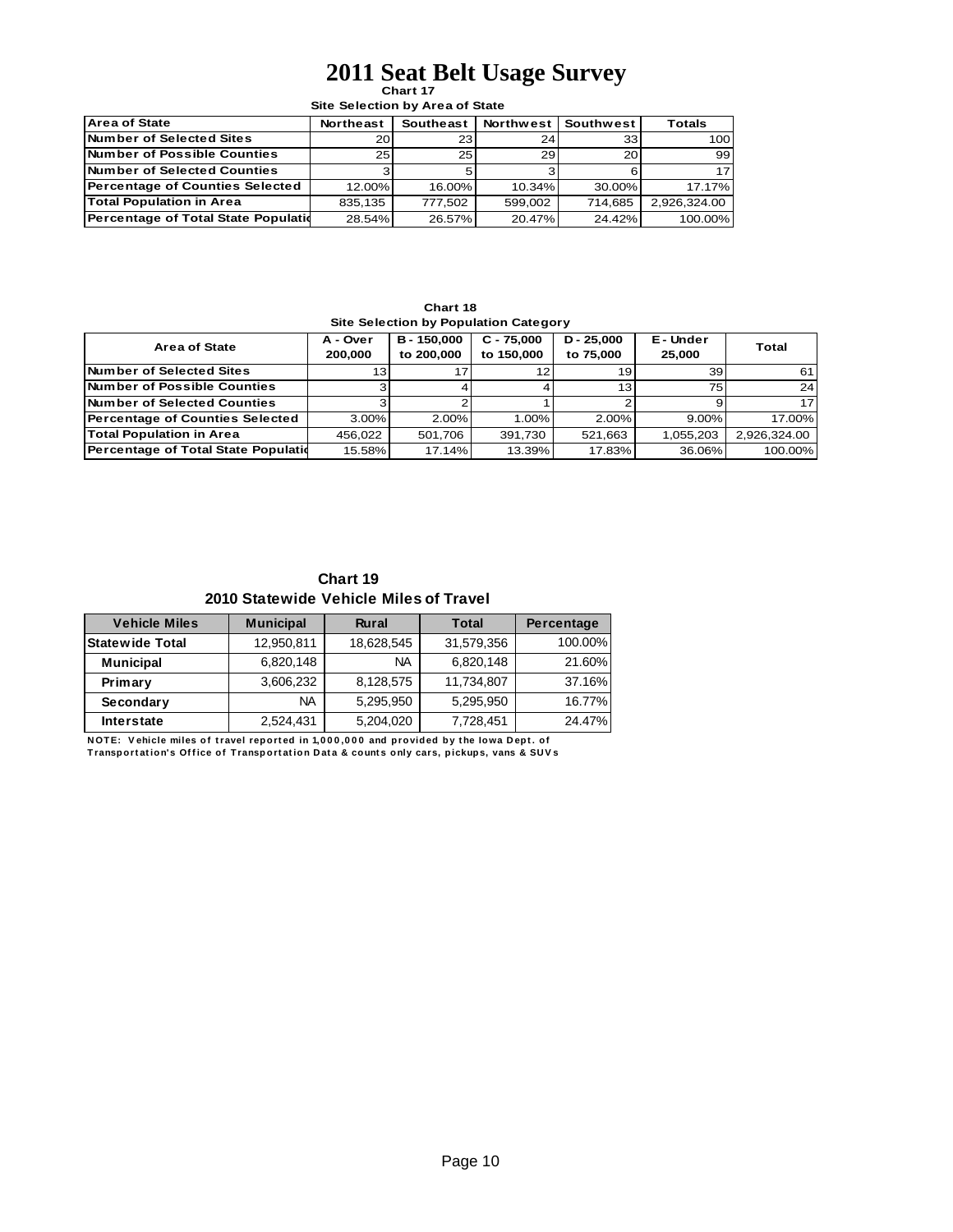# 2011 Seat Belt Usage Survey

**Chart 17**

**Site Selection by Area of State**

| Area of State | Northeast | Southeast | Northwest | Southwest | Totals |
|---|---|---|---|---|---|
| Number of Selected Sites | 20 | 23 | 24 | 33 | 100 |
| Number of Possible Counties | 25 | 25 | 29 | 20 | 99 |
| Number of Selected Counties | 3 | 5 | 3 | 6 | 17 |
| Percentage of Counties Selected | 12.00% | 16.00% | 10.34% | 30.00% | 17.17% |
| Total Population in Area | 835,135 | 777,502 | 599,002 | 714,685 | 2,926,324.00 |
| Percentage of Total State Populatio | 28.54% | 26.57% | 20.47% | 24.42% | 100.00% |

**Chart 18**

**Site Selection by Population Category**

| Area of State | A - Over 200,000 | B - 150,000 to 200,000 | C - 75,000 to 150,000 | D - 25,000 to 75,000 | E - Under 25,000 | Total |
|---|---|---|---|---|---|---|
| Number of Selected Sites | 13 | 17 | 12 | 19 | 39 | 61 |
| Number of Possible Counties | 3 | 4 | 4 | 13 | 75 | 24 |
| Number of Selected Counties | 3 | 2 | 1 | 2 | 9 | 17 |
| Percentage of Counties Selected | 3.00% | 2.00% | 1.00% | 2.00% | 9.00% | 17.00% |
| Total Population in Area | 456,022 | 501,706 | 391,730 | 521,663 | 1,055,203 | 2,926,324.00 |
| Percentage of Total State Populatio | 15.58% | 17.14% | 13.39% | 17.83% | 36.06% | 100.00% |

**Chart 19**

**2010 Statewide Vehicle Miles of Travel**

| Vehicle Miles | Municipal | Rural | Total | Percentage |
|---|---|---|---|---|
| Statewide Total | 12,950,811 | 18,628,545 | 31,579,356 | 100.00% |
| Municipal | 6,820,148 | NA | 6,820,148 | 21.60% |
| Primary | 3,606,232 | 8,128,575 | 11,734,807 | 37.16% |
| Secondary | NA | 5,295,950 | 5,295,950 | 16.77% |
| Interstate | 2,524,431 | 5,204,020 | 7,728,451 | 24.47% |

NOTE: Vehicle miles of travel reported in 1,000,000 and provided by the Iowa Dept. of Transportation's Office of Transportation Data & counts only cars, pickups, vans & SUVs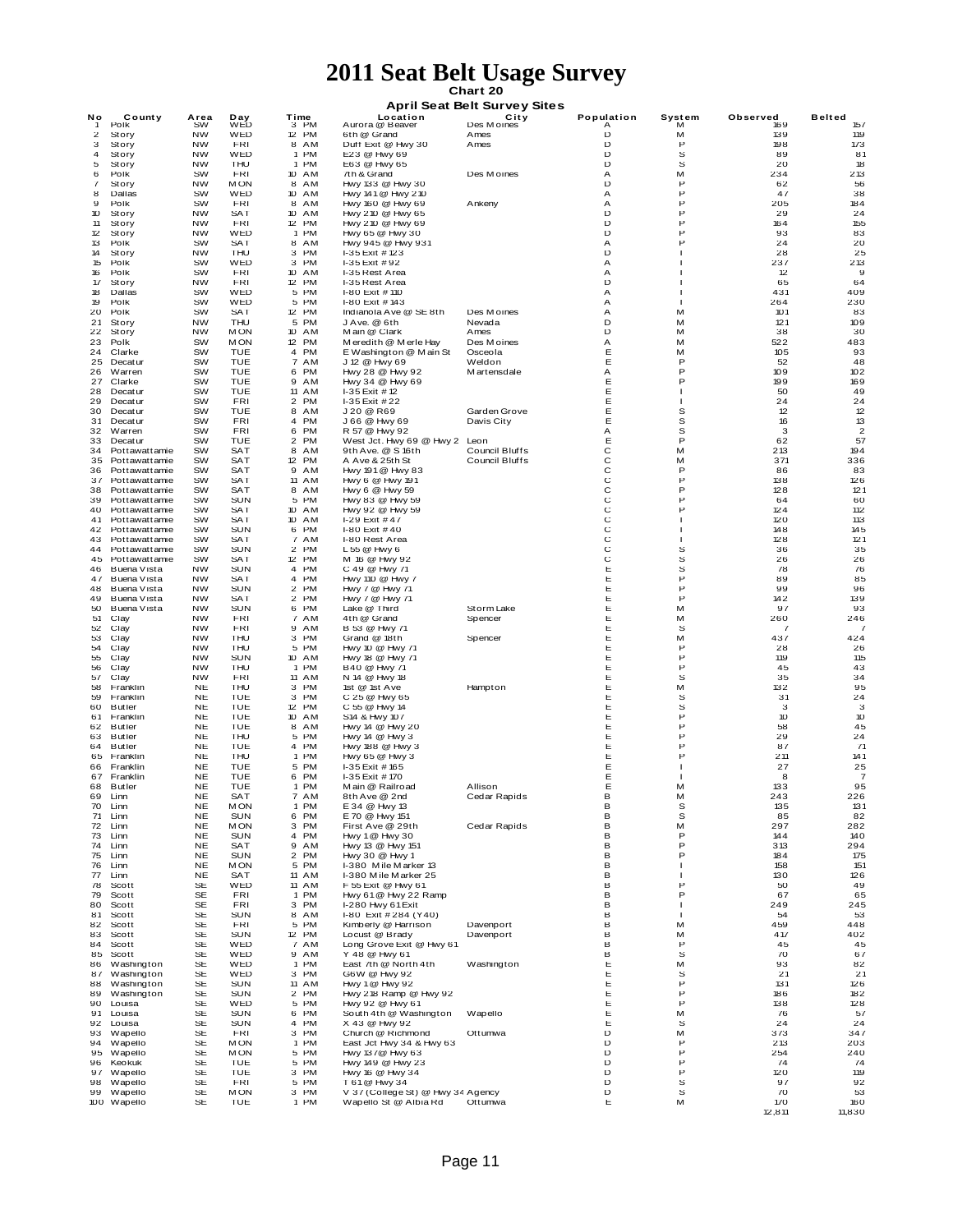# 2011 Seat Belt Usage Survey

**Chart 20**

**April Seat Belt Survey Sites**

| No | County | Area | Day | Time | Location | City | Population | System | Observed | Belted |
|---|---|---|---|---|---|---|---|---|---|---|
| 1 | Polk | SW | WED | 3 PM | Aurora @ Beaver | Des Moines | A | M | 169 | 157 |
| 2 | Story | NW | WED | 12 PM | 6th @ Grand | Ames | D | M | 139 | 119 |
| 3 | Story | NW | FRI | 8 AM | Duff Exit @ Hwy 30 | Ames | D | P | 198 | 173 |
| 4 | Story | NW | WED | 1 PM | E23 @ Hwy 69 | | D | S | 89 | 81 |
| 5 | Story | NW | THU | 1 PM | E63 @ Hwy 65 | | D | S | 20 | 18 |
| 6 | Polk | SW | FRI | 10 AM | 7th & Grand | Des Moines | A | M | 234 | 213 |
| 7 | Story | NW | MON | 8 AM | Hwy 133 @ Hwy 30 | | D | P | 62 | 56 |
| 8 | Dallas | SW | WED | 10 AM | Hwy 141 @ Hwy 210 | | A | P | 47 | 38 |
| 9 | Polk | SW | FRI | 8 AM | Hwy 160 @ Hwy 69 | Ankeny | A | P | 205 | 184 |
| 10 | Story | NW | SAT | 10 AM | Hwy 210 @ Hwy 65 | | D | P | 29 | 24 |
| 11 | Story | NW | FRI | 12 PM | Hwy 210 @ Hwy 69 | | D | P | 164 | 155 |
| 12 | Story | NW | WED | 1 PM | Hwy 65 @ Hwy 30 | | D | P | 93 | 83 |
| 13 | Polk | SW | SAT | 8 AM | Hwy 945 @ Hwy 931 | | A | P | 24 | 20 |
| 14 | Story | NW | THU | 3 PM | I-35 Exit # 123 | | D | I | 28 | 25 |
| 15 | Polk | SW | WED | 3 PM | I-35 Exit # 92 | | A | I | 237 | 213 |
| 16 | Polk | SW | FRI | 10 AM | I-35 Rest Area | | A | I | 12 | 9 |
| 17 | Story | NW | FRI | 12 PM | I-35 Rest Area | | D | I | 65 | 64 |
| 18 | Dallas | SW | WED | 5 PM | I-80 Exit # 110 | | A | I | 431 | 409 |
| 19 | Polk | SW | WED | 5 PM | I-80 Exit # 143 | | A | I | 264 | 230 |
| 20 | Polk | SW | SAT | 12 PM | Indianola Ave @ SE 8th | Des Moines | A | M | 101 | 83 |
| 21 | Story | NW | THU | 5 PM | J Ave. @ 6th | Nevada | D | M | 121 | 109 |
| 22 | Story | NW | MON | 10 AM | Main @ Clark | Ames | D | M | 38 | 30 |
| 23 | Polk | SW | MON | 12 PM | Meredith @ Merle Hay | Des Moines | A | M | 522 | 483 |
| 24 | Clarke | SW | TUE | 4 PM | E Washington @ Main St | Osceola | E | M | 105 | 93 |
| 25 | Decatur | SW | TUE | 7 AM | J 12 @ Hwy 69 | Weldon | E | P | 52 | 48 |
| 26 | Warren | SW | TUE | 6 PM | Hwy 28 @ Hwy 92 | Martensdale | A | P | 109 | 102 |
| 27 | Clarke | SW | TUE | 9 AM | Hwy 34 @ Hwy 69 | | E | P | 199 | 169 |
| 28 | Decatur | SW | TUE | 11 AM | I-35 Exit # 12 | | E | I | 50 | 49 |
| 29 | Decatur | SW | FRI | 2 PM | I-35 Exit # 22 | | E | I | 24 | 24 |
| 30 | Decatur | SW | TUE | 8 AM | J 20 @ R69 | Garden Grove | E | S | 12 | 12 |
| 31 | Decatur | SW | FRI | 4 PM | J 66 @ Hwy 69 | Davis City | E | S | 16 | 13 |
| 32 | Warren | SW | FRI | 6 PM | R 57 @ Hwy 92 | | A | S | 3 | 2 |
| 33 | Decatur | SW | TUE | 2 PM | West Jct. Hwy 69 @ Hwy 2 | Leon | E | P | 62 | 57 |
| 34 | Pottawattamie | SW | SAT | 8 AM | 9th Ave. @ S 16th | Council Bluffs | C | M | 213 | 194 |
| 35 | Pottawattamie | SW | SAT | 12 PM | A Ave & 25th St | Council Bluffs | C | M | 371 | 336 |
| 36 | Pottawattamie | SW | SAT | 9 AM | Hwy 191 @ Hwy 83 | | C | P | 86 | 83 |
| 37 | Pottawattamie | SW | SAT | 11 AM | Hwy 6 @ Hwy 191 | | C | P | 138 | 126 |
| 38 | Pottawattamie | SW | SAT | 8 AM | Hwy 6 @ Hwy 59 | | C | P | 128 | 121 |
| 39 | Pottawattamie | SW | SUN | 5 PM | Hwy 83 @ Hwy 59 | | C | P | 64 | 60 |
| 40 | Pottawattamie | SW | SAT | 10 AM | Hwy 92 @ Hwy 59 | | C | P | 124 | 112 |
| 41 | Pottawattamie | SW | SAT | 10 AM | I-29 Exit # 47 | | C | I | 120 | 113 |
| 42 | Pottawattamie | SW | SUN | 6 PM | I-80 Exit # 40 | | C | I | 148 | 145 |
| 43 | Pottawattamie | SW | SAT | 7 AM | I-80 Rest Area | | C | I | 128 | 121 |
| 44 | Pottawattamie | SW | SUN | 2 PM | L 55 @ Hwy 6 | | C | S | 36 | 35 |
| 45 | Pottawattamie | SW | SAT | 12 PM | M 16 @ Hwy 92 | | C | S | 26 | 26 |
| 46 | Buena Vista | NW | SUN | 4 PM | C 49 @ Hwy 71 | | E | S | 78 | 76 |
| 47 | Buena Vista | NW | SAT | 4 PM | Hwy 110 @ Hwy 7 | | E | P | 89 | 85 |
| 48 | Buena Vista | NW | SUN | 2 PM | Hwy 7 @ Hwy 71 | | E | P | 99 | 96 |
| 49 | Buena Vista | NW | SAT | 2 PM | Hwy 7 @ Hwy 71 | | E | P | 142 | 139 |
| 50 | Buena Vista | NW | SUN | 6 PM | Lake @ Third | Storm Lake | E | M | 97 | 93 |
| 51 | Clay | NW | FRI | 7 AM | 4th @ Grand | Spencer | E | M | 260 | 246 |
| 52 | Clay | NW | FRI | 9 AM | B 53 @ Hwy 71 | | E | S | 7 | 7 |
| 53 | Clay | NW | THU | 3 PM | Grand @ 18th | Spencer | E | M | 437 | 424 |
| 54 | Clay | NW | THU | 5 PM | Hwy 10 @ Hwy 71 | | E | P | 28 | 26 |
| 55 | Clay | NW | SUN | 10 AM | Hwy 18 @ Hwy 71 | | E | P | 119 | 115 |
| 56 | Clay | NW | THU | 1 PM | B40 @ Hwy 71 | | E | P | 45 | 43 |
| 57 | Clay | NW | FRI | 11 AM | N 14 @ Hwy 18 | | E | S | 35 | 34 |
| 58 | Franklin | NE | THU | 3 PM | 1st @ 1st Ave | Hampton | E | M | 132 | 95 |
| 59 | Franklin | NE | TUE | 3 PM | C 25 @ Hwy 65 | | E | S | 31 | 24 |
| 60 | Butler | NE | TUE | 12 PM | C 55 @ Hwy 14 | | E | S | 3 | 3 |
| 61 | Franklin | NE | TUE | 10 AM | S14 & Hwy 107 | | E | P | 10 | 10 |
| 62 | Butler | NE | TUE | 8 AM | Hwy 14 @ Hwy 20 | | E | P | 58 | 45 |
| 63 | Butler | NE | THU | 5 PM | Hwy 14 @ Hwy 3 | | E | P | 29 | 24 |
| 64 | Butler | NE | TUE | 4 PM | Hwy 188 @ Hwy 3 | | E | P | 87 | 71 |
| 65 | Franklin | NE | THU | 1 PM | Hwy 65 @ Hwy 3 | | E | P | 211 | 141 |
| 66 | Franklin | NE | TUE | 5 PM | I-35 Exit # 165 | | E | I | 27 | 25 |
| 67 | Franklin | NE | TUE | 6 PM | I-35 Exit # 170 | | E | I | 8 | 7 |
| 68 | Butler | NE | TUE | 1 PM | Main @ Railroad | Allison | E | M | 133 | 95 |
| 69 | Linn | NE | SAT | 7 AM | 8th Ave @ 2nd | Cedar Rapids | B | M | 243 | 226 |
| 70 | Linn | NE | MON | 1 PM | E 34 @ Hwy 13 | | B | S | 135 | 131 |
| 71 | Linn | NE | SUN | 6 PM | E 70 @ Hwy 151 | | B | S | 85 | 82 |
| 72 | Linn | NE | MON | 3 PM | First Ave @ 29th | Cedar Rapids | B | M | 297 | 282 |
| 73 | Linn | NE | SUN | 4 PM | Hwy 1 @ Hwy 30 | | B | P | 144 | 140 |
| 74 | Linn | NE | SAT | 9 AM | Hwy 13 @ Hwy 151 | | B | P | 313 | 294 |
| 75 | Linn | NE | SUN | 2 PM | Hwy 30 @ Hwy 1 | | B | P | 184 | 175 |
| 76 | Linn | NE | MON | 5 PM | I-380 Mile Marker 13 | | B | I | 158 | 151 |
| 77 | Linn | NE | SAT | 11 AM | I-380 Mile Marker 25 | | B | I | 130 | 126 |
| 78 | Scott | SE | WED | 11 AM | F 55 Exit @ Hwy 61 | | B | P | 50 | 49 |
| 79 | Scott | SE | FRI | 1 PM | Hwy 61 @ Hwy 22 Ramp | | B | P | 67 | 65 |
| 80 | Scott | SE | FRI | 3 PM | I-280 Hwy 61 Exit | | B | I | 249 | 245 |
| 81 | Scott | SE | SUN | 8 AM | I-80 Exit # 284 (Y40) | | B | I | 54 | 53 |
| 82 | Scott | SE | FRI | 5 PM | Kimberly @ Harrison | Davenport | B | M | 459 | 448 |
| 83 | Scott | SE | SUN | 12 PM | Locust @ Brady | Davenport | B | M | 417 | 402 |
| 84 | Scott | SE | WED | 7 AM | Long Grove Exit @ Hwy 61 | | B | P | 45 | 45 |
| 85 | Scott | SE | WED | 9 AM | Y 48 @ Hwy 61 | | B | S | 70 | 67 |
| 86 | Washington | SE | WED | 1 PM | East 7th @ North 4th | Washington | E | M | 93 | 82 |
| 87 | Washington | SE | WED | 3 PM | G6W @ Hwy 92 | | E | S | 21 | 21 |
| 88 | Washington | SE | SUN | 11 AM | Hwy 1 @ Hwy 92 | | E | P | 131 | 126 |
| 89 | Washington | SE | SUN | 2 PM | Hwy 218 Ramp @ Hwy 92 | | E | P | 186 | 182 |
| 90 | Louisa | SE | WED | 5 PM | Hwy 92 @ Hwy 61 | | E | P | 138 | 128 |
| 91 | Louisa | SE | SUN | 6 PM | South 4th @ Washington | Wapello | E | M | 76 | 57 |
| 92 | Louisa | SE | SUN | 4 PM | X 43 @ Hwy 92 | | E | S | 24 | 24 |
| 93 | Wapello | SE | FRI | 3 PM | Church @ Richmond | Ottumwa | D | M | 373 | 347 |
| 94 | Wapello | SE | MON | 1 PM | East Jct Hwy 34 & Hwy 63 | | D | P | 213 | 203 |
| 95 | Wapello | SE | MON | 5 PM | Hwy 137 @ Hwy 63 | | D | P | 254 | 240 |
| 96 | Keokuk | SE | TUE | 5 PM | Hwy 149 @ Hwy 23 | | D | P | 74 | 74 |
| 97 | Wapello | SE | TUE | 3 PM | Hwy 16 @ Hwy 34 | | D | P | 120 | 119 |
| 98 | Wapello | SE | FRI | 5 PM | T 61 @ Hwy 34 | | D | S | 97 | 92 |
| 99 | Wapello | SE | MON | 3 PM | V 37 (College St) @ Hwy 34 | Agency | D | S | 70 | 53 |
| 100 | Wapello | SE | TUE | 1 PM | Wapello St @ Albia Rd | Ottumwa | E | M | 170 | 160 |
| | | | | | | | | | 12,811 | 11,830 |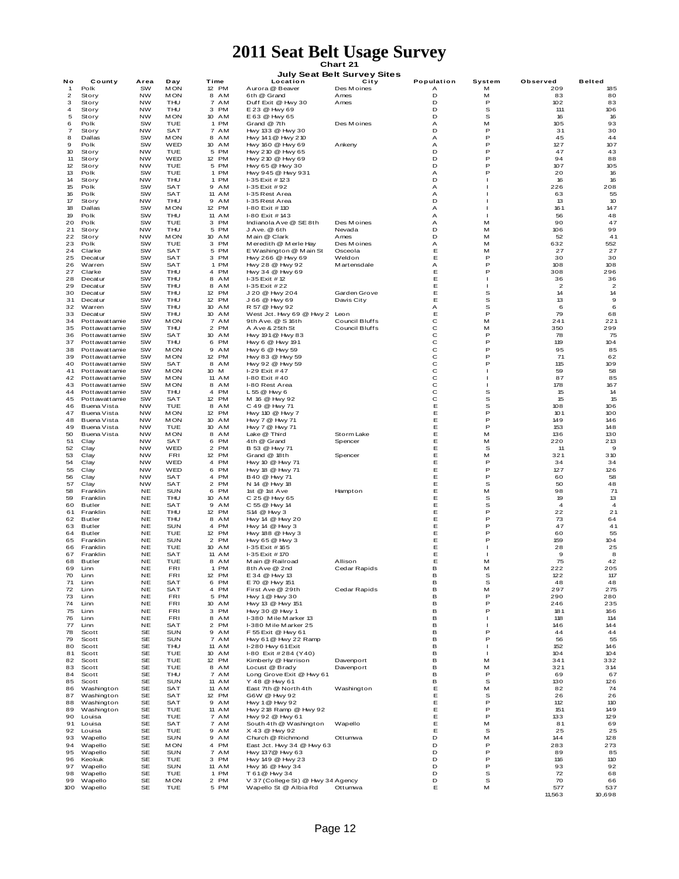# 2011 Seat Belt Usage Survey

**Chart 21**

**July Seat Belt Survey Sites**

| No | County | Area | Day | Time | Location | City | Population | System | Observed | Belted |
|---|---|---|---|---|---|---|---|---|---|---|
| 1 | Polk | SW | MON | 12 PM | Aurora @ Beaver | Des Moines | A | M | 209 | 185 |
| 2 | Story | NW | MON | 8 AM | 6th @ Grand | Ames | D | M | 83 | 80 |
| 3 | Story | NW | THU | 7 AM | Duff Exit @ Hwy 30 | Ames | D | P | 102 | 83 |
| 4 | Story | NW | THU | 3 PM | E 23 @ Hwy 69 | | D | S | 111 | 106 |
| 5 | Story | NW | MON | 10 AM | E 63 @ Hwy 65 | | D | S | 16 | 16 |
| 6 | Polk | SW | TUE | 1 PM | Grand @ 7th | Des Moines | A | M | 105 | 93 |
| 7 | Story | NW | SAT | 7 AM | Hwy 133 @ Hwy 30 | | D | P | 31 | 30 |
| 8 | Dallas | SW | MON | 8 AM | Hwy 141 @ Hwy 210 | | A | P | 45 | 44 |
| 9 | Polk | SW | WED | 10 AM | Hwy 160 @ Hwy 69 | Ankeny | A | P | 127 | 107 |
| 10 | Story | NW | TUE | 5 PM | Hwy 210 @ Hwy 65 | | D | P | 47 | 43 |
| 11 | Story | NW | WED | 12 PM | Hwy 210 @ Hwy 69 | | D | P | 94 | 88 |
| 12 | Story | NW | TUE | 5 PM | Hwy 65 @ Hwy 30 | | D | P | 107 | 105 |
| 13 | Polk | SW | TUE | 1 PM | Hwy 945 @ Hwy 931 | | A | P | 20 | 16 |
| 14 | Story | NW | THU | 1 PM | I-35 Exit # 123 | | D | I | 16 | 16 |
| 15 | Polk | SW | SAT | 9 AM | I-35 Exit # 92 | | A | I | 226 | 208 |
| 16 | Polk | SW | SAT | 11 AM | I-35 Rest Area | | A | I | 63 | 55 |
| 17 | Story | NW | THU | 9 AM | I-35 Rest Area | | D | I | 13 | 10 |
| 18 | Dallas | SW | MON | 12 PM | I-80 Exit # 110 | | A | I | 161 | 147 |
| 19 | Polk | SW | THU | 11 AM | I-80 Exit # 143 | | A | I | 56 | 48 |
| 20 | Polk | SW | TUE | 3 PM | Indianola Ave @ SE 8th | Des Moines | A | M | 90 | 47 |
| 21 | Story | NW | THU | 5 PM | J Ave. @ 6th | Nevada | D | M | 106 | 99 |
| 22 | Story | NW | MON | 10 AM | Main @ Clark | Ames | D | M | 52 | 41 |
| 23 | Polk | SW | TUE | 3 PM | Meredith @ Merle Hay | Des Moines | A | M | 632 | 552 |
| 24 | Clarke | SW | SAT | 5 PM | E Washington @ Main St | Osceola | E | M | 27 | 27 |
| 25 | Decatur | SW | SAT | 3 PM | Hwy 266 @ Hwy 69 | Weldon | E | P | 30 | 30 |
| 26 | Warren | SW | SAT | 1 PM | Hwy 28 @ Hwy 92 | Martensdale | A | P | 108 | 108 |
| 27 | Clarke | SW | THU | 4 PM | Hwy 34 @ Hwy 69 | | E | P | 308 | 296 |
| 28 | Decatur | SW | THU | 8 AM | I-35 Exit # 12 | | E | I | 36 | 36 |
| 29 | Decatur | SW | THU | 8 AM | I-35 Exit # 22 | | E | I | 2 | 2 |
| 30 | Decatur | SW | THU | 12 PM | J 20 @ Hwy 204 | Garden Grove | E | S | 14 | 14 |
| 31 | Decatur | SW | THU | 12 PM | J 66 @ Hwy 69 | Davis City | E | S | 13 | 9 |
| 32 | Warren | SW | THU | 10 AM | R 57 @ Hwy 92 | | A | S | 6 | 6 |
| 33 | Decatur | SW | THU | 10 AM | West Jct. Hwy 69 @ Hwy 2 | Leon | E | P | 79 | 68 |
| 34 | Pottawattamie | SW | MON | 7 AM | 9th Ave. @ S 16th | Council Bluffs | C | M | 241 | 221 |
| 35 | Pottawattamie | SW | THU | 2 PM | A Ave & 25th St | Council Bluffs | C | M | 350 | 299 |
| 36 | Pottawattamie | SW | SAT | 10 AM | Hwy 191 @ Hwy 83 | | C | P | 78 | 75 |
| 37 | Pottawattamie | SW | THU | 6 PM | Hwy 6 @ Hwy 191 | | C | P | 119 | 104 |
| 38 | Pottawattamie | SW | MON | 9 AM | Hwy 6 @ Hwy 59 | | C | P | 95 | 85 |
| 39 | Pottawattamie | SW | MON | 12 PM | Hwy 83 @ Hwy 59 | | C | P | 71 | 62 |
| 40 | Pottawattamie | SW | SAT | 8 AM | Hwy 92 @ Hwy 59 | | C | P | 115 | 109 |
| 41 | Pottawattamie | SW | MON | 10 M | I-29 Exit # 47 | | C | I | 59 | 58 |
| 42 | Pottawattamie | SW | MON | 11 AM | I-80 Exit # 40 | | C | I | 87 | 85 |
| 43 | Pottawattamie | SW | MON | 8 AM | I-80 Rest Area | | C | I | 178 | 167 |
| 44 | Pottawattamie | SW | THU | 4 PM | L 55 @ Hwy 6 | | C | S | 15 | 14 |
| 45 | Pottawattamie | SW | SAT | 12 PM | M 16 @ Hwy 92 | | C | S | 15 | 15 |
| 46 | Buena Vista | NW | TUE | 8 AM | C 49 @ Hwy 71 | | E | S | 108 | 106 |
| 47 | Buena Vista | NW | MON | 12 PM | Hwy 110 @ Hwy 7 | | E | P | 101 | 100 |
| 48 | Buena Vista | NW | MON | 10 AM | Hwy 7 @ Hwy 71 | | E | P | 149 | 146 |
| 49 | Buena Vista | NW | TUE | 10 AM | Hwy 7 @ Hwy 71 | | E | P | 153 | 148 |
| 50 | Buena Vista | NW | MON | 8 AM | Lake @ Third | Storm Lake | E | M | 136 | 130 |
| 51 | Clay | NW | SAT | 6 PM | 4th @ Grand | Spencer | E | M | 220 | 213 |
| 52 | Clay | NW | WED | 2 PM | B 53 @ Hwy 71 | | E | S | 11 | 9 |
| 53 | Clay | NW | FRI | 12 PM | Grand @ 18th | Spencer | E | M | 321 | 310 |
| 54 | Clay | NW | WED | 4 PM | Hwy 10 @ Hwy 71 | | E | P | 34 | 34 |
| 55 | Clay | NW | WED | 6 PM | Hwy 18 @ Hwy 71 | | E | P | 127 | 126 |
| 56 | Clay | NW | SAT | 4 PM | B40 @ Hwy 71 | | E | P | 60 | 58 |
| 57 | Clay | NW | SAT | 2 PM | N 14 @ Hwy 18 | | E | S | 50 | 48 |
| 58 | Franklin | NE | SUN | 6 PM | 1st @ 1st Ave | Hampton | E | M | 98 | 71 |
| 59 | Franklin | NE | THU | 10 AM | C 25 @ Hwy 65 | | E | S | 19 | 13 |
| 60 | Butler | NE | SAT | 9 AM | C 55 @ Hwy 14 | | E | S | 4 | 4 |
| 61 | Franklin | NE | THU | 12 PM | S14 @ Hwy 3 | | E | P | 22 | 21 |
| 62 | Butler | NE | THU | 8 AM | Hwy 14 @ Hwy 20 | | E | P | 73 | 64 |
| 63 | Butler | NE | SUN | 4 PM | Hwy 14 @ Hwy 3 | | E | P | 47 | 41 |
| 64 | Butler | NE | TUE | 12 PM | Hwy 188 @ Hwy 3 | | E | P | 60 | 55 |
| 65 | Franklin | NE | SUN | 2 PM | Hwy 65 @ Hwy 3 | | E | P | 159 | 104 |
| 66 | Franklin | NE | TUE | 10 AM | I-35 Exit # 165 | | E | I | 28 | 25 |
| 67 | Franklin | NE | SAT | 11 AM | I-35 Exit # 170 | | E | I | 9 | 8 |
| 68 | Butler | NE | TUE | 8 AM | Main @ Railroad | Allison | E | M | 75 | 42 |
| 69 | Linn | NE | FRI | 1 PM | 8th Ave @ 2nd | Cedar Rapids | B | M | 222 | 205 |
| 70 | Linn | NE | FRI | 12 PM | E 34 @ Hwy 13 | | B | S | 122 | 117 |
| 71 | Linn | NE | SAT | 6 PM | E 70 @ Hwy 151 | | B | S | 48 | 48 |
| 72 | Linn | NE | SAT | 4 PM | First Ave @ 29th | Cedar Rapids | B | M | 297 | 275 |
| 73 | Linn | NE | FRI | 5 PM | Hwy 1 @ Hwy 30 | | B | P | 290 | 280 |
| 74 | Linn | NE | FRI | 10 AM | Hwy 13 @ Hwy 151 | | B | P | 246 | 235 |
| 75 | Linn | NE | FRI | 3 PM | Hwy 30 @ Hwy 1 | | B | P | 181 | 166 |
| 76 | Linn | NE | FRI | 8 AM | I-380 Mile Marker 13 | | B | I | 118 | 114 |
| 77 | Linn | NE | SAT | 2 PM | I-380 Mile Marker 25 | | B | I | 146 | 144 |
| 78 | Scott | SE | SUN | 9 AM | F 55 Exit @ Hwy 61 | | B | P | 44 | 44 |
| 79 | Scott | SE | SUN | 7 AM | Hwy 61 @ Hwy 22 Ramp | | B | P | 56 | 55 |
| 80 | Scott | SE | THU | 11 AM | I-280 Hwy 61 Exit | | B | I | 152 | 146 |
| 81 | Scott | SE | TUE | 10 AM | I-80 Exit # 284 (Y40) | | B | I | 104 | 104 |
| 82 | Scott | SE | TUE | 12 PM | Kimberly @ Harrison | Davenport | B | M | 341 | 332 |
| 83 | Scott | SE | TUE | 8 AM | Locust @ Brady | Davenport | B | M | 321 | 314 |
| 84 | Scott | SE | THU | 7 AM | Long Grove Exit @ Hwy 61 | | B | P | 69 | 67 |
| 85 | Scott | SE | SUN | 11 AM | Y 48 @ Hwy 61 | | B | S | 130 | 126 |
| 86 | Washington | SE | SAT | 11 AM | East 7th @ North 4th | Washington | E | M | 82 | 74 |
| 87 | Washington | SE | SAT | 12 PM | G6W @ Hwy 92 | | E | S | 26 | 26 |
| 88 | Washington | SE | SAT | 9 AM | Hwy 1 @ Hwy 92 | | E | P | 112 | 110 |
| 89 | Washington | SE | TUE | 11 AM | Hwy 218 Ramp @ Hwy 92 | | E | P | 151 | 149 |
| 90 | Louisa | SE | TUE | 7 AM | Hwy 92 @ Hwy 61 | | E | P | 133 | 129 |
| 91 | Louisa | SE | SAT | 7 AM | South 4th @ Washington | Wapello | E | M | 81 | 69 |
| 92 | Louisa | SE | TUE | 9 AM | X 43 @ Hwy 92 | | E | S | 25 | 25 |
| 93 | Wapello | SE | SUN | 9 AM | Church @ Richmond | Ottumwa | D | M | 144 | 128 |
| 94 | Wapello | SE | MON | 4 PM | East Jct. Hwy 34 @ Hwy 63 | | D | P | 283 | 273 |
| 95 | Wapello | SE | SUN | 7 AM | Hwy 137@ Hwy 63 | | D | P | 89 | 85 |
| 96 | Keokuk | SE | TUE | 3 PM | Hwy 149 @ Hwy 23 | | D | P | 116 | 110 |
| 97 | Wapello | SE | SUN | 11 AM | Hwy 16 @ Hwy 34 | | D | P | 93 | 92 |
| 98 | Wapello | SE | TUE | 1 PM | T 61 @ Hwy 34 | | D | S | 72 | 68 |
| 99 | Wapello | SE | MON | 2 PM | V 37 (College St) @ Hwy 34 | Agency | D | S | 70 | 66 |
| 100 | Wapello | SE | TUE | 5 PM | Wapello St @ Albia Rd | Ottumwa | E | M | 577 | 537 |
| | | | | | | | | | 11,563 | 10,698 |